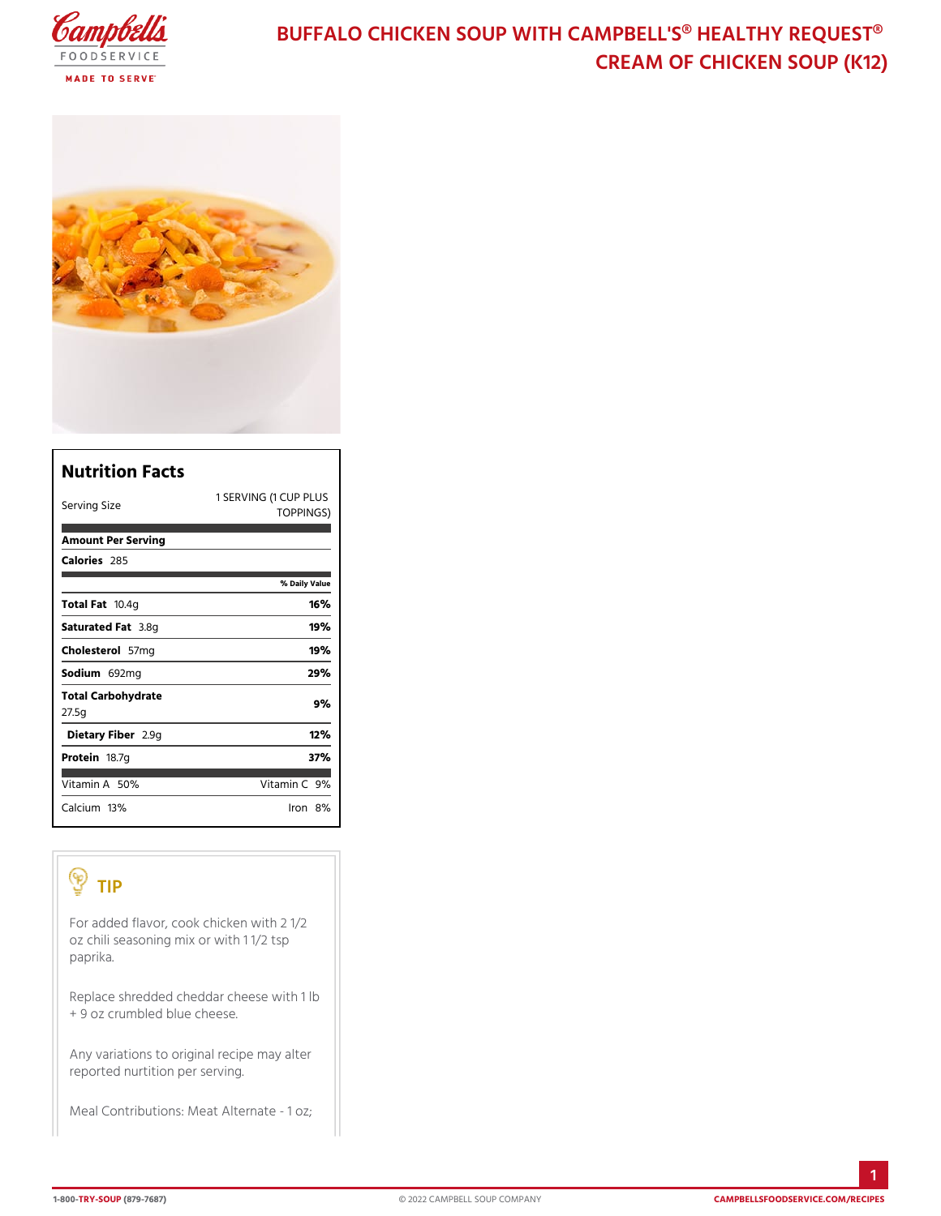# BUFFALO CHICKEN SOUP WITH CAMPBELL'S® HEALTHY REQUEST® CREAM OF CHICKEN SOUP (K12)

## Nutrition Facts

| Nutrition Facts | |
|---|---|
| Serving Size | 1 SERVING (1 CUP PLUS TOPPINGS) |
| **Amount Per Serving** | |
| **Calories** 285 | |
| | **% Daily Value** |
| **Total Fat** 10.4g | **16%** |
| **Saturated Fat** 3.8g | **19%** |
| **Cholesterol** 57mg | **19%** |
| **Sodium** 692mg | **29%** |
| **Total Carbohydrate** 27.5g | **9%** |
| **Dietary Fiber** 2.9g | **12%** |
| **Protein** 18.7g | **37%** |
| Vitamin A 50% | Vitamin C 9% |
| Calcium 13% | Iron 8% |

## TIP

For added flavor, cook chicken with 2 1/2 oz chili seasoning mix or with 1 1/2 tsp paprika.

Replace shredded cheddar cheese with 1 lb + 9 oz crumbled blue cheese.

Any variations to original recipe may alter reported nutrition per serving.

Meal Contributions: Meat Alternate - 1 oz;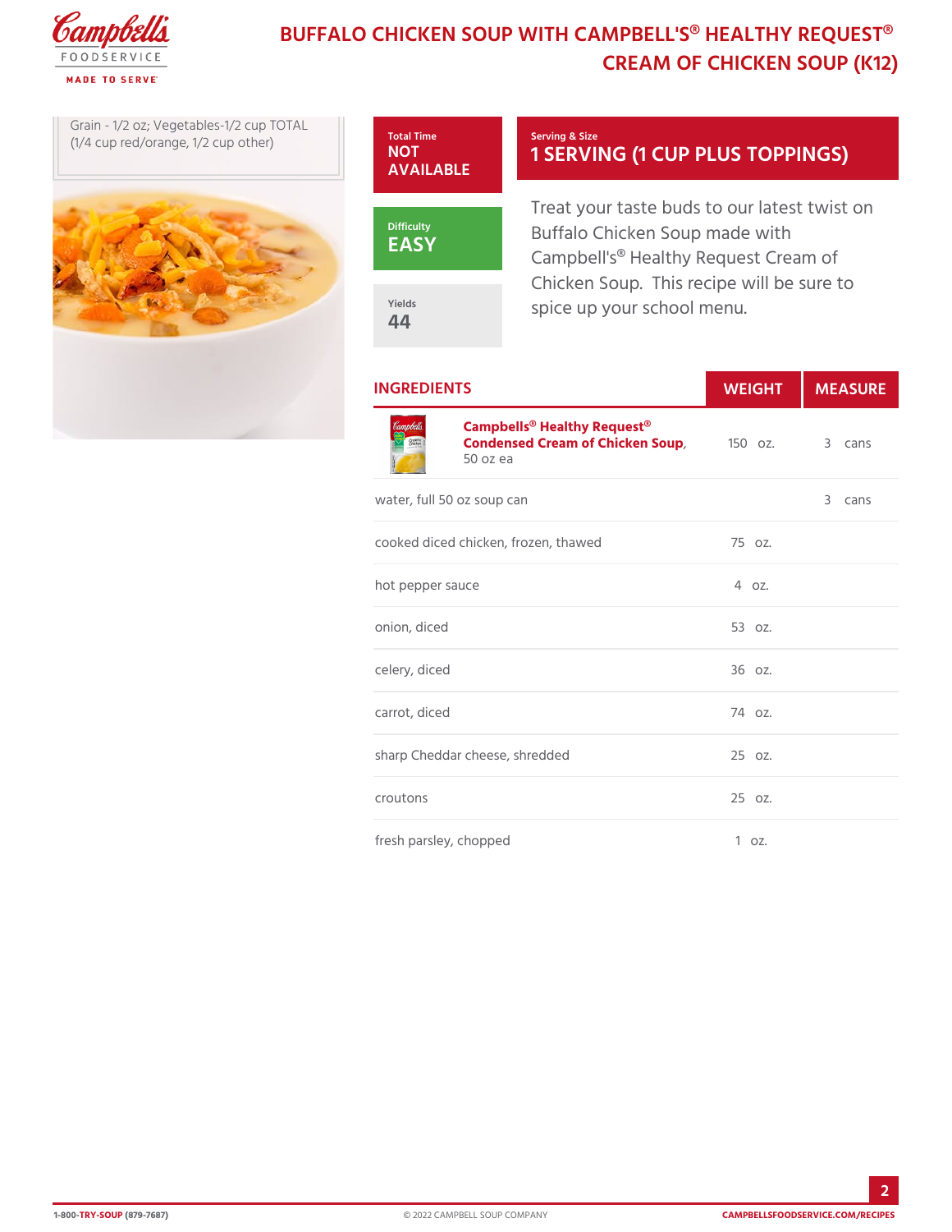# BUFFALO CHICKEN SOUP WITH CAMPBELL'S® HEALTHY REQUEST® CREAM OF CHICKEN SOUP (K12)

Grain - 1/2 oz; Vegetables-1/2 cup TOTAL (1/4 cup red/orange, 1/2 cup other)

**Total Time**
NOT AVAILABLE

**Difficulty**
EASY

**Yields**
44

**Serving & Size**
1 SERVING (1 CUP PLUS TOPPINGS)

Treat your taste buds to our latest twist on Buffalo Chicken Soup made with Campbell's® Healthy Request Cream of Chicken Soup. This recipe will be sure to spice up your school menu.

## INGREDIENTS

| INGREDIENTS | WEIGHT | MEASURE |
| --- | --- | --- |
| **Campbells® Healthy Request® Condensed Cream of Chicken Soup**, 50 oz ea | 150 oz. | 3 cans |
| water, full 50 oz soup can | | 3 cans |
| cooked diced chicken, frozen, thawed | 75 oz. | |
| hot pepper sauce | 4 oz. | |
| onion, diced | 53 oz. | |
| celery, diced | 36 oz. | |
| carrot, diced | 74 oz. | |
| sharp Cheddar cheese, shredded | 25 oz. | |
| croutons | 25 oz. | |
| fresh parsley, chopped | 1 oz. | |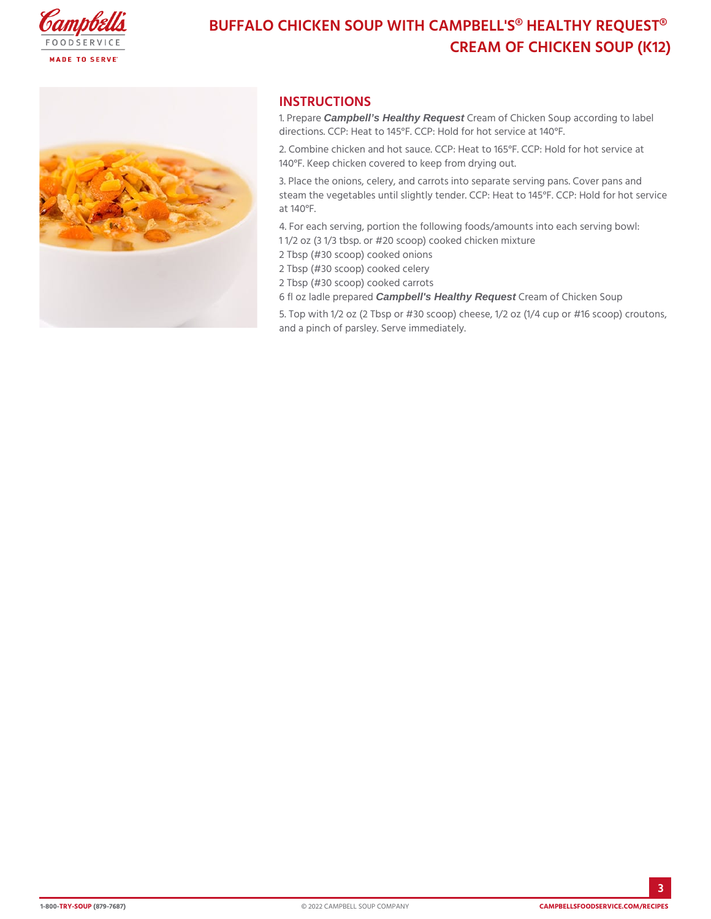# BUFFALO CHICKEN SOUP WITH CAMPBELL'S® HEALTHY REQUEST® CREAM OF CHICKEN SOUP (K12)

## INSTRUCTIONS

1. Prepare ***Campbell's Healthy Request*** Cream of Chicken Soup according to label directions. CCP: Heat to 145°F. CCP: Hold for hot service at 140°F.

2. Combine chicken and hot sauce. CCP: Heat to 165°F. CCP: Hold for hot service at 140°F. Keep chicken covered to keep from drying out.

3. Place the onions, celery, and carrots into separate serving pans. Cover pans and steam the vegetables until slightly tender. CCP: Heat to 145°F. CCP: Hold for hot service at 140°F.

4. For each serving, portion the following foods/amounts into each serving bowl:
1 1/2 oz (3 1/3 tbsp. or #20 scoop) cooked chicken mixture
2 Tbsp (#30 scoop) cooked onions
2 Tbsp (#30 scoop) cooked celery
2 Tbsp (#30 scoop) cooked carrots
6 fl oz ladle prepared ***Campbell's Healthy Request*** Cream of Chicken Soup

5. Top with 1/2 oz (2 Tbsp or #30 scoop) cheese, 1/2 oz (1/4 cup or #16 scoop) croutons, and a pinch of parsley. Serve immediately.